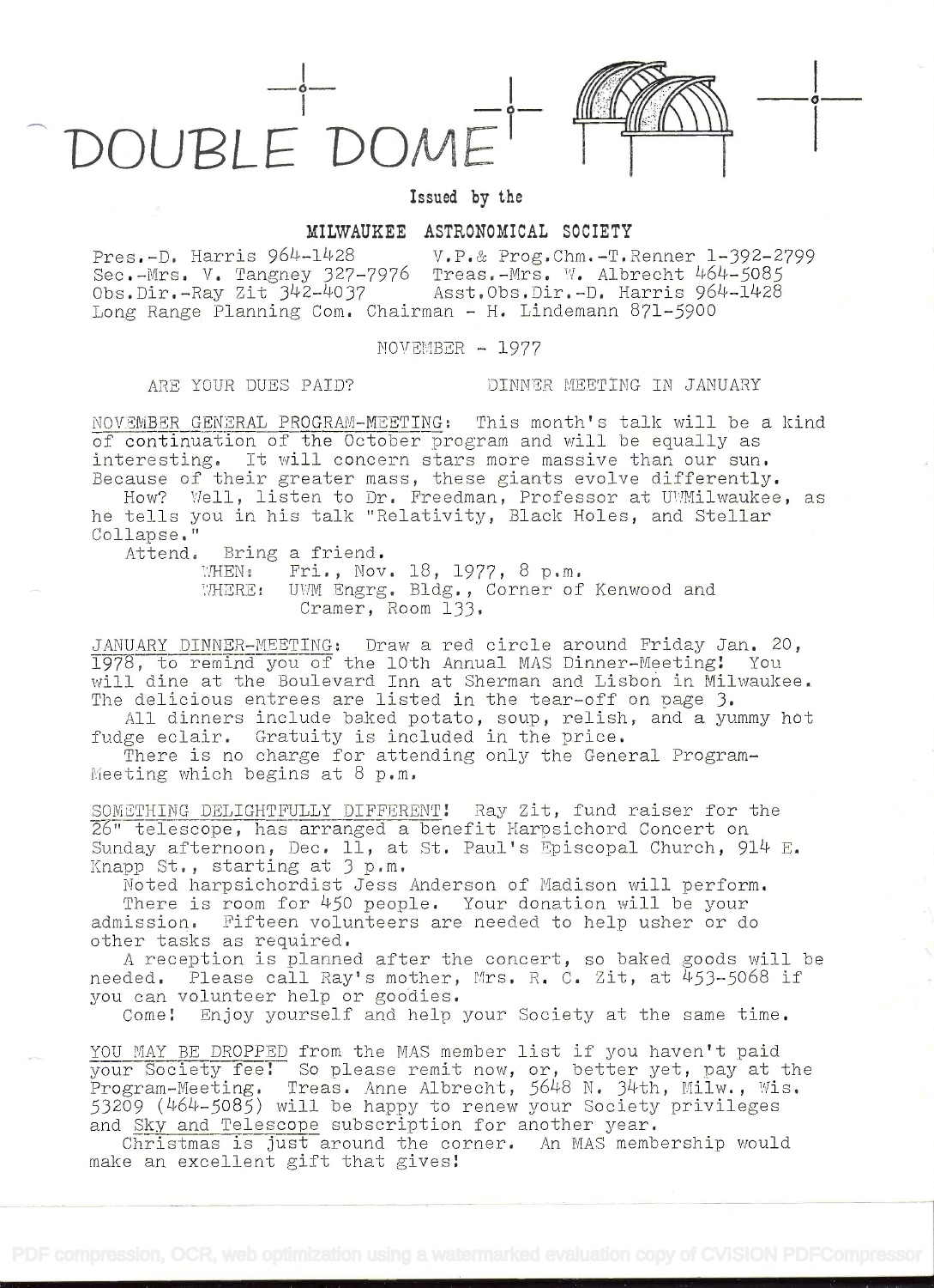# DOUBLE DOME

Issued by the

**MILWAUKEE ASTRONOMICAL SOCIETY**

Pres.-D. Harris 964-1428 V.P.& Prog.Chm.-T.Renner 1-392-2799
Sec.-Mrs. V. Tangney 327-7976 Treas.-Mrs. W. Albrecht 464-5085
Obs.Dir.-Ray Zit 342-4037 Asst.Obs.Dir.-D. Harris 964-1428
Long Range Planning Com. Chairman - H. Lindemann 871-5900

NOVEMBER - 1977

ARE YOUR DUES PAID? DINNER MEETING IN JANUARY

NOVEMBER GENERAL PROGRAM-MEETING: This month's talk will be a kind of continuation of the October program and will be equally as interesting. It will concern stars more massive than our sun. Because of their greater mass, these giants evolve differently.

How? Well, listen to Dr. Freedman, Professor at UWMilwaukee, as he tells you in his talk "Relativity, Black Holes, and Stellar Collapse."

Attend. Bring a friend.

WHEN: Fri., Nov. 18, 1977, 8 p.m.
WHERE: UWM Engrg. Bldg., Corner of Kenwood and Cramer, Room 133.

JANUARY DINNER-MEETING: Draw a red circle around Friday Jan. 20, 1978, to remind you of the 10th Annual MAS Dinner-Meeting! You will dine at the Boulevard Inn at Sherman and Lisbon in Milwaukee. The delicious entrees are listed in the tear-off on page 3.

All dinners include baked potato, soup, relish, and a yummy hot fudge eclair. Gratuity is included in the price.

There is no charge for attending only the General Program-Meeting which begins at 8 p.m.

SOMETHING DELIGHTFULLY DIFFERENT! Ray Zit, fund raiser for the 26" telescope, has arranged a benefit Harpsichord Concert on Sunday afternoon, Dec. 11, at St. Paul's Episcopal Church, 914 E. Knapp St., starting at 3 p.m.

Noted harpsichordist Jess Anderson of Madison will perform.

There is room for 450 people. Your donation will be your admission. Fifteen volunteers are needed to help usher or do other tasks as required.

A reception is planned after the concert, so baked goods will be needed. Please call Ray's mother, Mrs. R. C. Zit, at 453-5068 if you can volunteer help or goodies.

Come! Enjoy yourself and help your Society at the same time.

YOU MAY BE DROPPED from the MAS member list if you haven't paid your Society fee! So please remit now, or, better yet, pay at the Program-Meeting. Treas. Anne Albrecht, 5648 N. 34th, Milw., Wis. 53209 (464-5085) will be happy to renew your Society privileges and Sky and Telescope subscription for another year.

Christmas is just around the corner. An MAS membership would make an excellent gift that gives!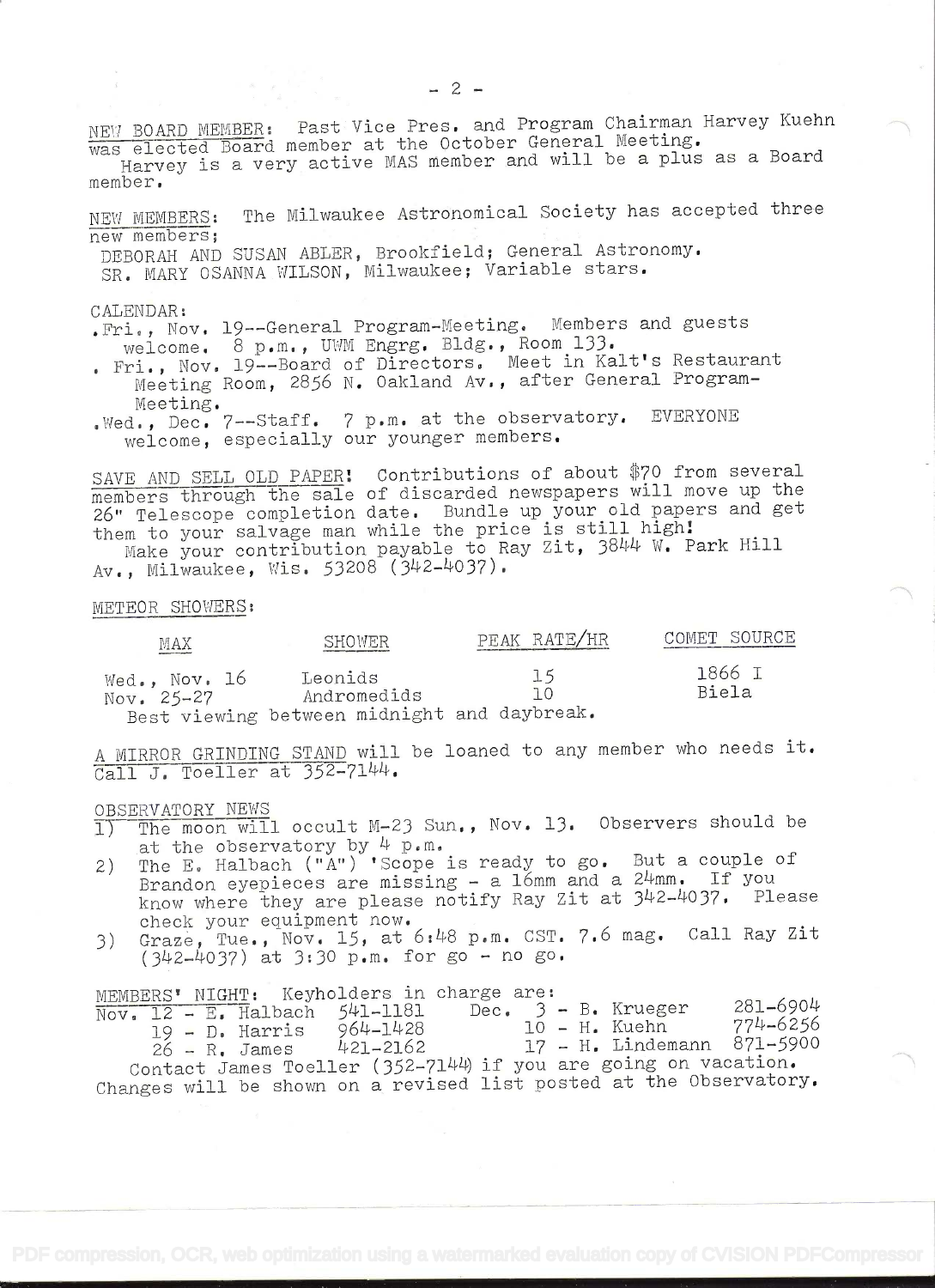NEW BOARD MEMBER: Past Vice Pres. and Program Chairman Harvey Kuehn was elected Board member at the October General Meeting.
Harvey is a very active MAS member and will be a plus as a Board member.

NEW MEMBERS: The Milwaukee Astronomical Society has accepted three new members;
DEBORAH AND SUSAN ABLER, Brookfield; General Astronomy.
SR. MARY OSANNA WILSON, Milwaukee; Variable stars.

CALENDAR:
- Fri., Nov. 19--General Program-Meeting. Members and guests welcome. 8 p.m., UWM Engrg. Bldg., Room 133.
- Fri., Nov. 19--Board of Directors. Meet in Kalt's Restaurant Meeting Room, 2856 N. Oakland Av., after General Program-Meeting.
- Wed., Dec. 7--Staff. 7 p.m. at the observatory. EVERYONE welcome, especially our younger members.

SAVE AND SELL OLD PAPER! Contributions of about $70 from several members through the sale of discarded newspapers will move up the 26" Telescope completion date. Bundle up your old papers and get them to your salvage man while the price is still high!
Make your contribution payable to Ray Zit, 3844 W. Park Hill Av., Milwaukee, Wis. 53208 (342-4037).

METEOR SHOWERS:

| MAX | SHOWER | PEAK RATE/HR | COMET SOURCE |
|---|---|---|---|
| Wed., Nov. 16 | Leonids | 15 | 1866 I |
| Nov. 25-27 | Andromedids | 10 | Biela |

Best viewing between midnight and daybreak.

A MIRROR GRINDING STAND will be loaned to any member who needs it. Call J. Toeller at 352-7144.

OBSERVATORY NEWS
1) The moon will occult M-23 Sun., Nov. 13. Observers should be at the observatory by 4 p.m.
2) The E. Halbach ("A") 'Scope is ready to go. But a couple of Brandon eyepieces are missing - a 16mm and a 24mm. If you know where they are please notify Ray Zit at 342-4037. Please check your equipment now.
3) Graze, Tue., Nov. 15, at 6:48 p.m. CST. 7.6 mag. Call Ray Zit (342-4037) at 3:30 p.m. for go - no go.

MEMBERS' NIGHT: Keyholders in charge are:

| | | | | | |
|---|---|---|---|---|---|
| Nov. 12 | E. Halbach | 541-1181 | Dec. 3 | B. Krueger | 281-6904 |
| 19 | D. Harris | 964-1428 | 10 | H. Kuehn | 774-6256 |
| 26 | R. James | 421-2162 | 17 | H. Lindemann | 871-5900 |

Contact James Toeller (352-7144) if you are going on vacation. Changes will be shown on a revised list posted at the Observatory.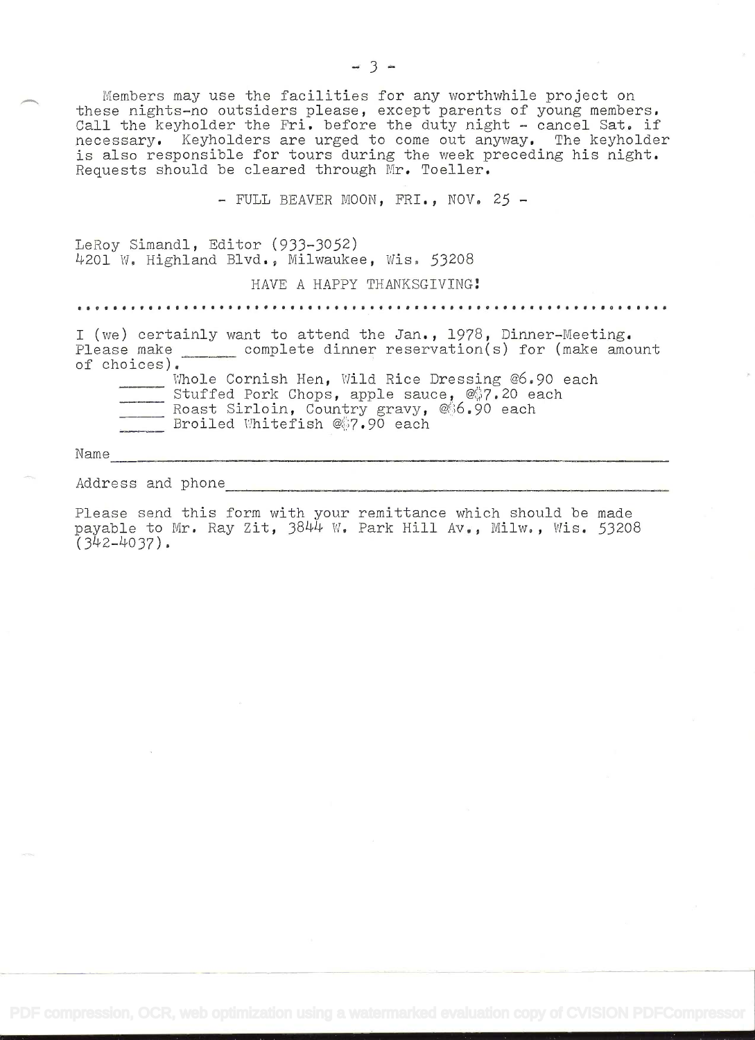Members may use the facilities for any worthwhile project on these nights-no outsiders please, except parents of young members. Call the keyholder the Fri. before the duty night - cancel Sat. if necessary. Keyholders are urged to come out anyway. The keyholder is also responsible for tours during the week preceding his night. Requests should be cleared through Mr. Toeller.

- FULL BEAVER MOON, FRI., NOV. 25 -

LeRoy Simandl, Editor (933-3052)
4201 W. Highland Blvd., Milwaukee, Wis. 53208

HAVE A HAPPY THANKSGIVING!

.................................................................

I (we) certainly want to attend the Jan., 1978, Dinner-Meeting. Please make \_\_\_\_\_\_ complete dinner reservation(s) for (make amount of choices).

\_\_\_\_\_\_ Whole Cornish Hen, Wild Rice Dressing @6.90 each
\_\_\_\_\_\_ Stuffed Pork Chops, apple sauce, @$7.20 each
\_\_\_\_\_\_ Roast Sirloin, Country gravy, @$6.90 each
\_\_\_\_\_\_ Broiled Whitefish @$7.90 each

Name\_\_\_\_\_\_\_\_\_\_\_\_\_\_\_\_\_\_\_\_\_\_\_\_\_\_\_\_\_\_\_\_\_\_\_\_\_\_\_\_\_\_\_\_\_\_\_\_\_\_\_\_\_\_\_\_\_\_\_\_

Address and phone\_\_\_\_\_\_\_\_\_\_\_\_\_\_\_\_\_\_\_\_\_\_\_\_\_\_\_\_\_\_\_\_\_\_\_\_\_\_\_\_\_\_\_\_\_\_\_\_

Please send this form with your remittance which should be made payable to Mr. Ray Zit, 3844 W. Park Hill Av., Milw., Wis. 53208 (342-4037).